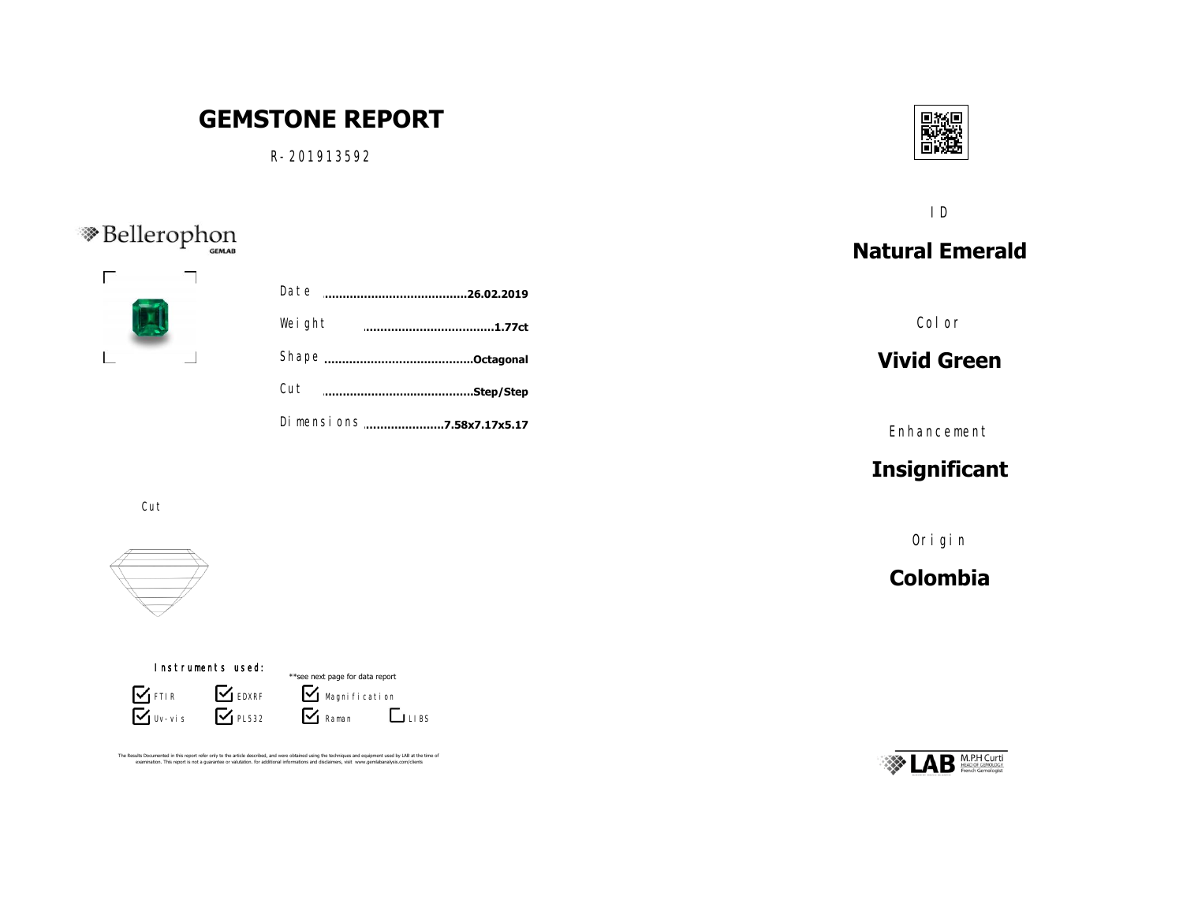# GEMSTONE REPORT

R-201913592

Bellerophon GEMLAB

| | |
|---|---|
| Date | 26.02.2019 |
| Weight | 1.77ct |
| Shape | Octagonal |
| Cut | Step/Step |
| Dimensions | 7.58x7.17x5.17 |

Cut

Instruments used:

**see next page for data report

- [x] FTIR
- [x] EDXRF
- [x] Magnification
- [x] Uv-vis
- [x] PL532
- [x] Raman
- [ ] LIBS

The Results Documented in this report refer only to the article described, and were obtained using the techniques and equipment used by LAB at the time of examination. This report is not a guarantee or valutation. for additional informations and disclaimers, visit www.gemlabanalysis.com/clients

ID

**Natural Emerald**

Color

**Vivid Green**

Enhancement

**Insignificant**

Origin

**Colombia**

LAB M.P.H Curti HEAD OF GEMOLOGY French Gemologist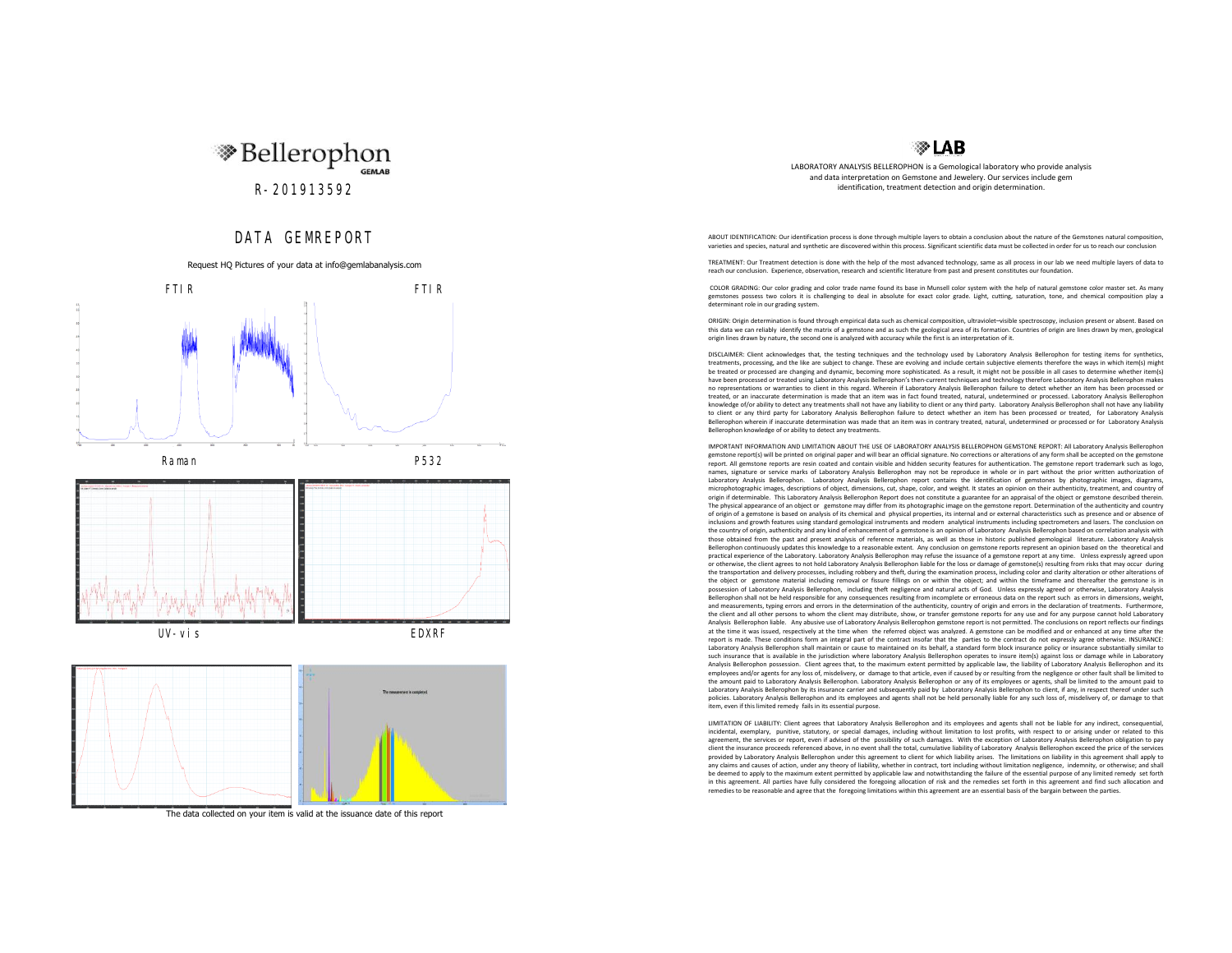Bellerophon GEMLAB

R-201913592

# DATA GEMREPORT

Request HQ Pictures of your data at info@gemlabanalysis.com

FTIR

FTIR

Raman

P532

UV-vis

EDXRF

The measurement is completed

The data collected on your item is valid at the issuance date of this report

LAB

LABORATORY ANALYSIS BELLEROPHON is a Gemological laboratory who provide analysis and data interpretation on Gemstone and Jewelery. Our services include gem identification, treatment detection and origin determination.

ABOUT IDENTIFICATION: Our identification process is done through multiple layers to obtain a conclusion about the nature of the Gemstones natural composition, varieties and species, natural and synthetic are discovered within this process. Significant scientific data must be collected in order for us to reach our conclusion

TREATMENT: Our Treatment detection is done with the help of the most advanced technology, same as all process in our lab we need multiple layers of data to reach our conclusion. Experience, observation, research and scientific literature from past and present constitutes our foundation.

COLOR GRADING: Our color grading and color trade name found its base in Munsell color system with the help of natural gemstone color master set. As many gemstones possess two colors it is challenging to deal in absolute for exact color grade. Light, cutting, saturation, tone, and chemical composition play a determinant role in our grading system.

ORIGIN: Origin determination is found through empirical data such as chemical composition, ultraviolet–visible spectroscopy, inclusion present or absent. Based on this data we can reliably identify the matrix of a gemstone and as such the geological area of its formation. Countries of origin are lines drawn by men, geological origin lines drawn by nature, the second one is analyzed with accuracy while the first is an interpretation of it.

DISCLAIMER: Client acknowledges that, the testing techniques and the technology used by Laboratory Analysis Bellerophon for testing items for synthetics, treatments, processing, and the like are subject to change. These are evolving and include certain subjective elements therefore the ways in which item(s) might be treated or processed are changing and dynamic, becoming more sophisticated. As a result, it might not be possible in all cases to determine whether item(s) have been processed or treated using Laboratory Analysis Bellerophon's then-current techniques and technology therefore Laboratory Analysis Bellerophon makes no representations or warranties to client in this regard. Wherein if Laboratory Analysis Bellerophon failure to detect whether an item has been processed or treated, or an inaccurate determination is made that an item was in fact found treated, natural, undetermined or processed. Laboratory Analysis Bellerophon knowledge of/or ability to detect any treatments shall not have any liability to client or any third party. Laboratory Analysis Bellerophon shall not have any liability to client or any third party for Laboratory Analysis Bellerophon failure to detect whether an item has been processed or treated, for Laboratory Analysis Bellerophon wherein if inaccurate determination was made that an item was in contrary treated, natural, undetermined or processed or for Laboratory Analysis Bellerophon knowledge of or ability to detect any treatments.

IMPORTANT INFORMATION AND LIMITATION ABOUT THE USE OF LABORATORY ANALYSIS BELLEROPHON GEMSTONE REPORT: All Laboratory Analysis Bellerophon gemstone report(s) will be printed on original paper and will bear an official signature. No corrections or alterations of any form shall be accepted on the gemstone report. All gemstone reports are resin coated and contain visible and hidden security features for authentication. The gemstone report trademark such as logo, names, signature or service marks of Laboratory Analysis Bellerophon may not be reproduce in whole or in part without the prior written authorization of Laboratory Analysis Bellerophon. Laboratory Analysis Bellerophon report contains the identification of gemstones by photographic images, diagrams, microphotographic images, descriptions of object, dimensions, cut, shape, color, and weight. It states an opinion on their authenticity, treatment, and country of origin if determinable. This Laboratory Analysis Bellerophon Report does not constitute a guarantee for an appraisal of the object or gemstone described therein. The physical appearance of an object or gemstone may differ from its photographic image on the gemstone report. Determination of the authenticity and country of origin of a gemstone is based on analysis of its chemical and physical properties, its internal and or external characteristics such as presence and or absence of inclusions and growth features using standard gemological instruments and modern analytical instruments including spectrometers and lasers. The conclusion on the country of origin, authenticity and any kind of enhancement of a gemstone is an opinion of Laboratory Analysis Bellerophon based on correlation analysis with those obtained from the past and present analysis of reference materials, as well as those in historic published gemological literature. Laboratory Analysis Bellerophon continuously updates this knowledge to a reasonable extent. Any conclusion on gemstone reports represent an opinion based on the theoretical and practical experience of the Laboratory. Laboratory Analysis Bellerophon may refuse the issuance of a gemstone report at any time. Unless expressly agreed upon or otherwise, the client agrees to not hold Laboratory Analysis Bellerophon liable for the loss or damage of gemstone(s) resulting from risks that may occur during the transportation and delivery processes, including robbery and theft, during the examination process, including color and clarity alteration or other alterations of the object or gemstone material including removal or fissure fillings on or within the object; and within the timeframe and thereafter the gemstone is in possession of Laboratory Analysis Bellerophon, including theft negligence and natural acts of God. Unless expressly agreed or otherwise, Laboratory Analysis Bellerophon shall not be held responsible for any consequences resulting from incomplete or erroneous data on the report such as errors in dimensions, weight, and measurements, typing errors and errors in the determination of the authenticity, country of origin and errors in the declaration of treatments. Furthermore, the client and all other persons to whom the client may distribute, show, or transfer gemstone reports for any use and for any purpose cannot hold Laboratory Analysis Bellerophon liable. Any abusive use of Laboratory Analysis Bellerophon gemstone report is not permitted. The conclusions on report reflects our findings at the time it was issued, respectively at the time when the referred object was analyzed. A gemstone can be modified and or enhanced at any time after the report is made. These conditions form an integral part of the contract insofar that the parties to the contract do not expressly agree otherwise. INSURANCE: Laboratory Analysis Bellerophon shall maintain or cause to maintained on its behalf, a standard form block insurance policy or insurance substantially similar to such insurance that is available in the jurisdiction where laboratory Analysis Bellerophon operates to insure item(s) against loss or damage while in Laboratory Analysis Bellerophon possession. Client agrees that, to the maximum extent permitted by applicable law, the liability of Laboratory Analysis Bellerophon and its employees and/or agents for any loss of, misdelivery, or damage to that article, even if caused by or resulting from the negligence or other fault shall be limited to the amount paid to Laboratory Analysis Bellerophon. Laboratory Analysis Bellerophon or any of its employees or agents, shall be limited to the amount paid to Laboratory Analysis Bellerophon by its insurance carrier and subsequently paid by Laboratory Analysis Bellerophon to client, if any, in respect thereof under such policies. Laboratory Analysis Bellerophon and its employees and agents shall not be held personally liable for any such loss of, misdelivery of, or damage to that item, even if this limited remedy fails in its essential purpose.

LIMITATION OF LIABILITY: Client agrees that Laboratory Analysis Bellerophon and its employees and agents shall not be liable for any indirect, consequential, incidental, exemplary, punitive, statutory, or special damages, including without limitation to lost profits, with respect to or arising under or related to this agreement, the services or report, even if advised of the possibility of such damages. With the exception of Laboratory Analysis Bellerophon obligation to pay client the insurance proceeds referenced above, in no event shall the total, cumulative liability of Laboratory Analysis Bellerophon exceed the price of the services provided by Laboratory Analysis Bellerophon under this agreement to client for which liability arises. The limitations on liability in this agreement shall apply to any claims and causes of action, under any theory of liability, whether in contract, tort including without limitation negligence, indemnity, or otherwise; and shall be deemed to apply to the maximum extent permitted by applicable law and notwithstanding the failure of the essential purpose of any limited remedy set forth in this agreement. All parties have fully considered the foregoing allocation of risk and the remedies set forth in this agreement and find such allocation and remedies to be reasonable and agree that the foregoing limitations within this agreement are an essential basis of the bargain between the parties.